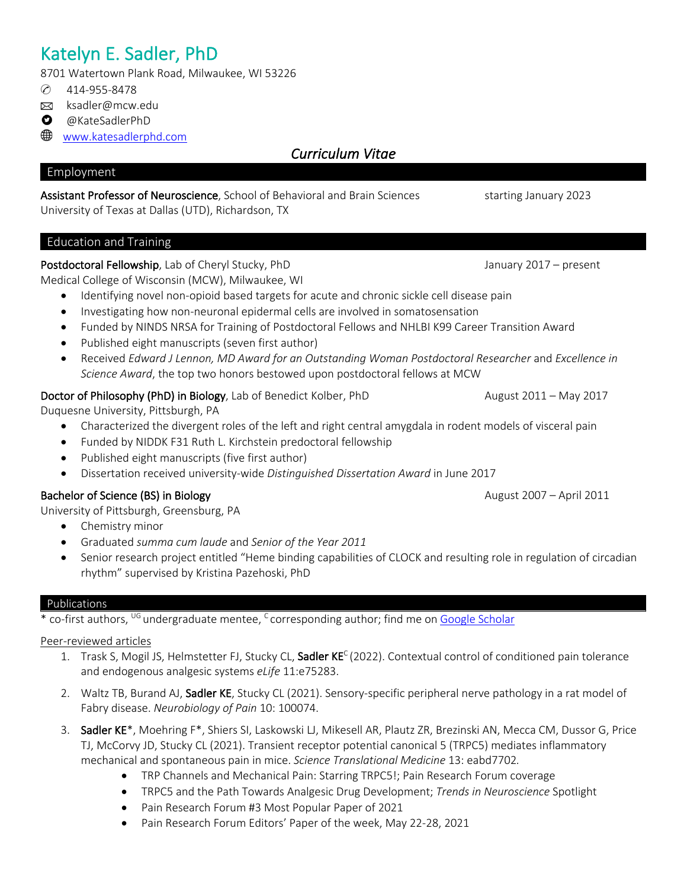# Katelyn E. Sadler, PhD

8701 Watertown Plank Road, Milwaukee, WI 53226

- 414-955-8478
- ksadler@mcw.edu
- @KateSadlerPhD
- [www.katesadlerphd.com](www.katesadlerphd.com)

### *Curriculum Vitae*

## Employment

**Assistant Professor of Neuroscience**, School of Behavioral and Brain Sciences — starting January 2023
University of Texas at Dallas (UTD), Richardson, TX

## Education and Training

**Postdoctoral Fellowship**, Lab of Cheryl Stucky, PhD — January 2017 – present
Medical College of Wisconsin (MCW), Milwaukee, WI

- Identifying novel non-opioid based targets for acute and chronic sickle cell disease pain
- Investigating how non-neuronal epidermal cells are involved in somatosensation
- Funded by NINDS NRSA for Training of Postdoctoral Fellows and NHLBI K99 Career Transition Award
- Published eight manuscripts (seven first author)
- Received *Edward J Lennon, MD Award for an Outstanding Woman Postdoctoral Researcher* and *Excellence in Science Award*, the top two honors bestowed upon postdoctoral fellows at MCW

**Doctor of Philosophy (PhD) in Biology**, Lab of Benedict Kolber, PhD — August 2011 – May 2017
Duquesne University, Pittsburgh, PA

- Characterized the divergent roles of the left and right central amygdala in rodent models of visceral pain
- Funded by NIDDK F31 Ruth L. Kirchstein predoctoral fellowship
- Published eight manuscripts (five first author)
- Dissertation received university-wide *Distinguished Dissertation Award* in June 2017

**Bachelor of Science (BS) in Biology** — August 2007 – April 2011
University of Pittsburgh, Greensburg, PA

- Chemistry minor
- Graduated *summa cum laude* and *Senior of the Year 2011*
- Senior research project entitled "Heme binding capabilities of CLOCK and resulting role in regulation of circadian rhythm" supervised by Kristina Pazehoski, PhD

## Publications

* co-first authors, [UG] undergraduate mentee, [C] corresponding author; find me on Google Scholar

<u>Peer-reviewed articles</u>

1. Trask S, Mogil JS, Helmstetter FJ, Stucky CL, **Sadler KE**[C] (2022). Contextual control of conditioned pain tolerance and endogenous analgesic systems *eLife* 11:e75283.
2. Waltz TB, Burand AJ, **Sadler KE**, Stucky CL (2021). Sensory-specific peripheral nerve pathology in a rat model of Fabry disease. *Neurobiology of Pain* 10: 100074.
3. **Sadler KE***, Moehring F*, Shiers SI, Laskowski LJ, Mikesell AR, Plautz ZR, Brezinski AN, Mecca CM, Dussor G, Price TJ, McCorvy JD, Stucky CL (2021). Transient receptor potential canonical 5 (TRPC5) mediates inflammatory mechanical and spontaneous pain in mice. *Science Translational Medicine* 13: eabd7702.
    - TRP Channels and Mechanical Pain: Starring TRPC5!; Pain Research Forum coverage
    - TRPC5 and the Path Towards Analgesic Drug Development; *Trends in Neuroscience* Spotlight
    - Pain Research Forum #3 Most Popular Paper of 2021
    - Pain Research Forum Editors' Paper of the week, May 22-28, 2021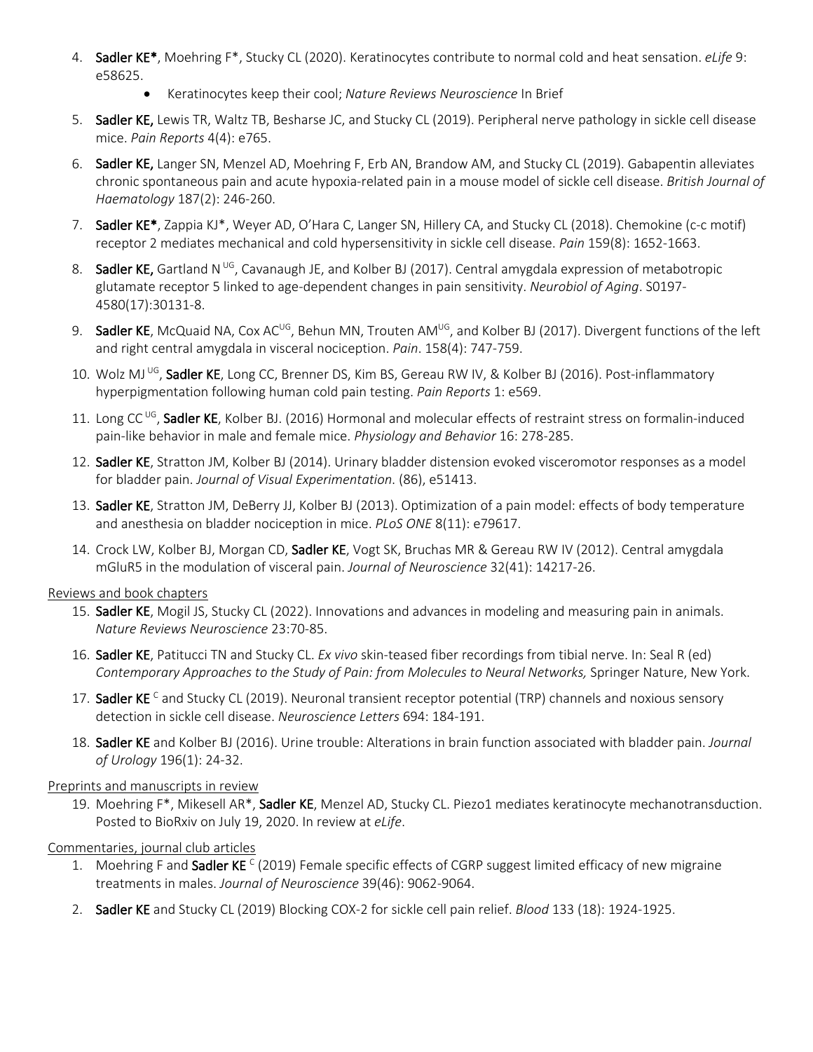4. **Sadler KE***, Moehring F*, Stucky CL (2020). Keratinocytes contribute to normal cold and heat sensation. *eLife* 9: e58625.
    - Keratinocytes keep their cool; *Nature Reviews Neuroscience* In Brief
5. **Sadler KE,** Lewis TR, Waltz TB, Besharse JC, and Stucky CL (2019). Peripheral nerve pathology in sickle cell disease mice. *Pain Reports* 4(4): e765.
6. **Sadler KE,** Langer SN, Menzel AD, Moehring F, Erb AN, Brandow AM, and Stucky CL (2019). Gabapentin alleviates chronic spontaneous pain and acute hypoxia-related pain in a mouse model of sickle cell disease. *British Journal of Haematology* 187(2): 246-260.
7. **Sadler KE***, Zappia KJ*, Weyer AD, O'Hara C, Langer SN, Hillery CA, and Stucky CL (2018). Chemokine (c-c motif) receptor 2 mediates mechanical and cold hypersensitivity in sickle cell disease. *Pain* 159(8): 1652-1663.
8. **Sadler KE,** Gartland N [UG], Cavanaugh JE, and Kolber BJ (2017). Central amygdala expression of metabotropic glutamate receptor 5 linked to age-dependent changes in pain sensitivity. *Neurobiol of Aging*. S0197-4580(17):30131-8.
9. **Sadler KE**, McQuaid NA, Cox AC[UG], Behun MN, Trouten AM[UG], and Kolber BJ (2017). Divergent functions of the left and right central amygdala in visceral nociception. *Pain*. 158(4): 747-759.
10. Wolz MJ [UG], **Sadler KE**, Long CC, Brenner DS, Kim BS, Gereau RW IV, & Kolber BJ (2016). Post-inflammatory hyperpigmentation following human cold pain testing. *Pain Reports* 1: e569.
11. Long CC [UG], **Sadler KE**, Kolber BJ. (2016) Hormonal and molecular effects of restraint stress on formalin-induced pain-like behavior in male and female mice. *Physiology and Behavior* 16: 278-285.
12. **Sadler KE**, Stratton JM, Kolber BJ (2014). Urinary bladder distension evoked visceromotor responses as a model for bladder pain. *Journal of Visual Experimentation*. (86), e51413.
13. **Sadler KE**, Stratton JM, DeBerry JJ, Kolber BJ (2013). Optimization of a pain model: effects of body temperature and anesthesia on bladder nociception in mice. *PLoS ONE* 8(11): e79617.
14. Crock LW, Kolber BJ, Morgan CD, **Sadler KE**, Vogt SK, Bruchas MR & Gereau RW IV (2012). Central amygdala mGluR5 in the modulation of visceral pain. *Journal of Neuroscience* 32(41): 14217-26.

Reviews and book chapters

15. **Sadler KE**, Mogil JS, Stucky CL (2022). Innovations and advances in modeling and measuring pain in animals. *Nature Reviews Neuroscience* 23:70-85.
16. **Sadler KE**, Patitucci TN and Stucky CL. *Ex vivo* skin-teased fiber recordings from tibial nerve. In: Seal R (ed) *Contemporary Approaches to the Study of Pain: from Molecules to Neural Networks,* Springer Nature, New York.
17. **Sadler KE** [C] and Stucky CL (2019). Neuronal transient receptor potential (TRP) channels and noxious sensory detection in sickle cell disease. *Neuroscience Letters* 694: 184-191.
18. **Sadler KE** and Kolber BJ (2016). Urine trouble: Alterations in brain function associated with bladder pain. *Journal of Urology* 196(1): 24-32.

Preprints and manuscripts in review

19. Moehring F*, Mikesell AR*, **Sadler KE**, Menzel AD, Stucky CL. Piezo1 mediates keratinocyte mechanotransduction. Posted to BioRxiv on July 19, 2020. In review at *eLife*.

Commentaries, journal club articles

1. Moehring F and **Sadler KE** [C] (2019) Female specific effects of CGRP suggest limited efficacy of new migraine treatments in males. *Journal of Neuroscience* 39(46): 9062-9064.
2. **Sadler KE** and Stucky CL (2019) Blocking COX-2 for sickle cell pain relief. *Blood* 133 (18): 1924-1925.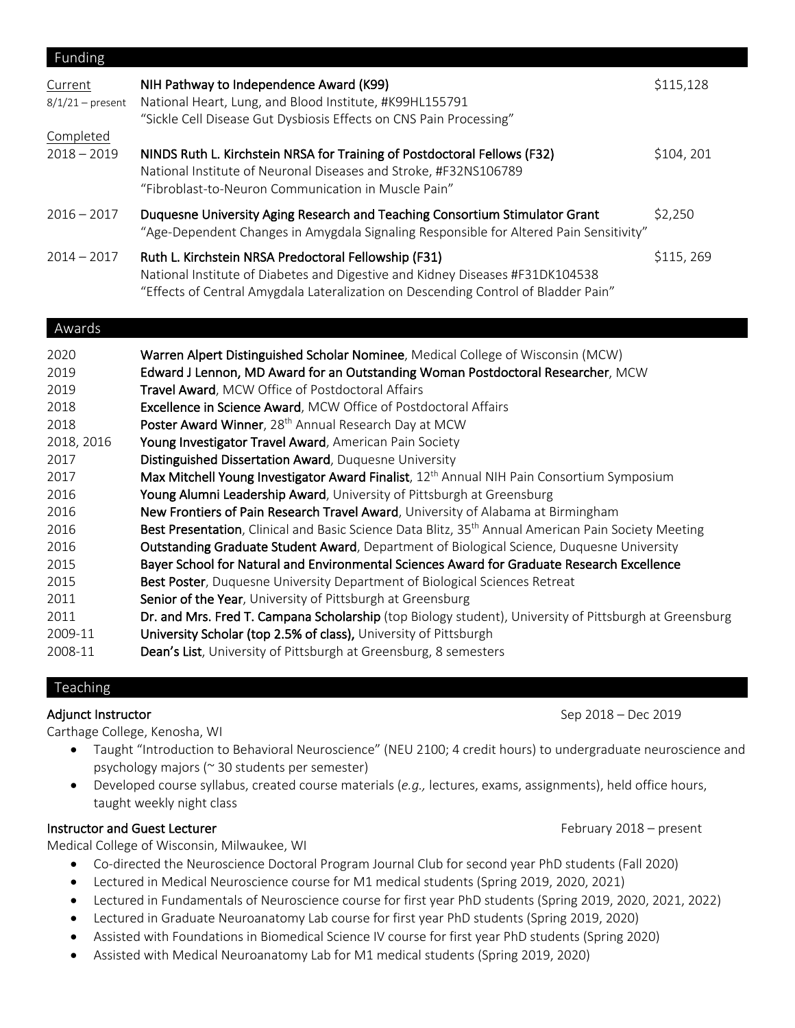## Funding

**Current**

*8/1/21 – present* — **NIH Pathway to Independence Award (K99)** — $115,128
National Heart, Lung, and Blood Institute, #K99HL155791
"Sickle Cell Disease Gut Dysbiosis Effects on CNS Pain Processing"

**Completed**

2018 – 2019 — **NINDS Ruth L. Kirchstein NRSA for Training of Postdoctoral Fellows (F32)** — $104, 201
National Institute of Neuronal Diseases and Stroke, #F32NS106789
"Fibroblast-to-Neuron Communication in Muscle Pain"

2016 – 2017 — **Duquesne University Aging Research and Teaching Consortium Stimulator Grant** — $2,250
"Age-Dependent Changes in Amygdala Signaling Responsible for Altered Pain Sensitivity"

2014 – 2017 — **Ruth L. Kirchstein NRSA Predoctoral Fellowship (F31)** — $115, 269
National Institute of Diabetes and Digestive and Kidney Diseases #F31DK104538
"Effects of Central Amygdala Lateralization on Descending Control of Bladder Pain"

## Awards

- 2020 — **Warren Alpert Distinguished Scholar Nominee**, Medical College of Wisconsin (MCW)
- 2019 — **Edward J Lennon, MD Award for an Outstanding Woman Postdoctoral Researcher**, MCW
- 2019 — **Travel Award**, MCW Office of Postdoctoral Affairs
- 2018 — **Excellence in Science Award**, MCW Office of Postdoctoral Affairs
- 2018 — **Poster Award Winner**, 28th Annual Research Day at MCW
- 2018, 2016 — **Young Investigator Travel Award**, American Pain Society
- 2017 — **Distinguished Dissertation Award**, Duquesne University
- 2017 — **Max Mitchell Young Investigator Award Finalist**, 12th Annual NIH Pain Consortium Symposium
- 2016 — **Young Alumni Leadership Award**, University of Pittsburgh at Greensburg
- 2016 — **New Frontiers of Pain Research Travel Award**, University of Alabama at Birmingham
- 2016 — **Best Presentation**, Clinical and Basic Science Data Blitz, 35th Annual American Pain Society Meeting
- 2016 — **Outstanding Graduate Student Award**, Department of Biological Science, Duquesne University
- 2015 — **Bayer School for Natural and Environmental Sciences Award for Graduate Research Excellence**
- 2015 — **Best Poster**, Duquesne University Department of Biological Sciences Retreat
- 2011 — **Senior of the Year**, University of Pittsburgh at Greensburg
- 2011 — **Dr. and Mrs. Fred T. Campana Scholarship** (top Biology student), University of Pittsburgh at Greensburg
- 2009-11 — **University Scholar (top 2.5% of class),** University of Pittsburgh
- 2008-11 — **Dean's List**, University of Pittsburgh at Greensburg, 8 semesters

## Teaching

**Adjunct Instructor** — Sep 2018 – Dec 2019
Carthage College, Kenosha, WI

- Taught "Introduction to Behavioral Neuroscience" (NEU 2100; 4 credit hours) to undergraduate neuroscience and psychology majors (~ 30 students per semester)
- Developed course syllabus, created course materials (*e.g.,* lectures, exams, assignments), held office hours, taught weekly night class

**Instructor and Guest Lecturer** — February 2018 – present
Medical College of Wisconsin, Milwaukee, WI

- Co-directed the Neuroscience Doctoral Program Journal Club for second year PhD students (Fall 2020)
- Lectured in Medical Neuroscience course for M1 medical students (Spring 2019, 2020, 2021)
- Lectured in Fundamentals of Neuroscience course for first year PhD students (Spring 2019, 2020, 2021, 2022)
- Lectured in Graduate Neuroanatomy Lab course for first year PhD students (Spring 2019, 2020)
- Assisted with Foundations in Biomedical Science IV course for first year PhD students (Spring 2020)
- Assisted with Medical Neuroanatomy Lab for M1 medical students (Spring 2019, 2020)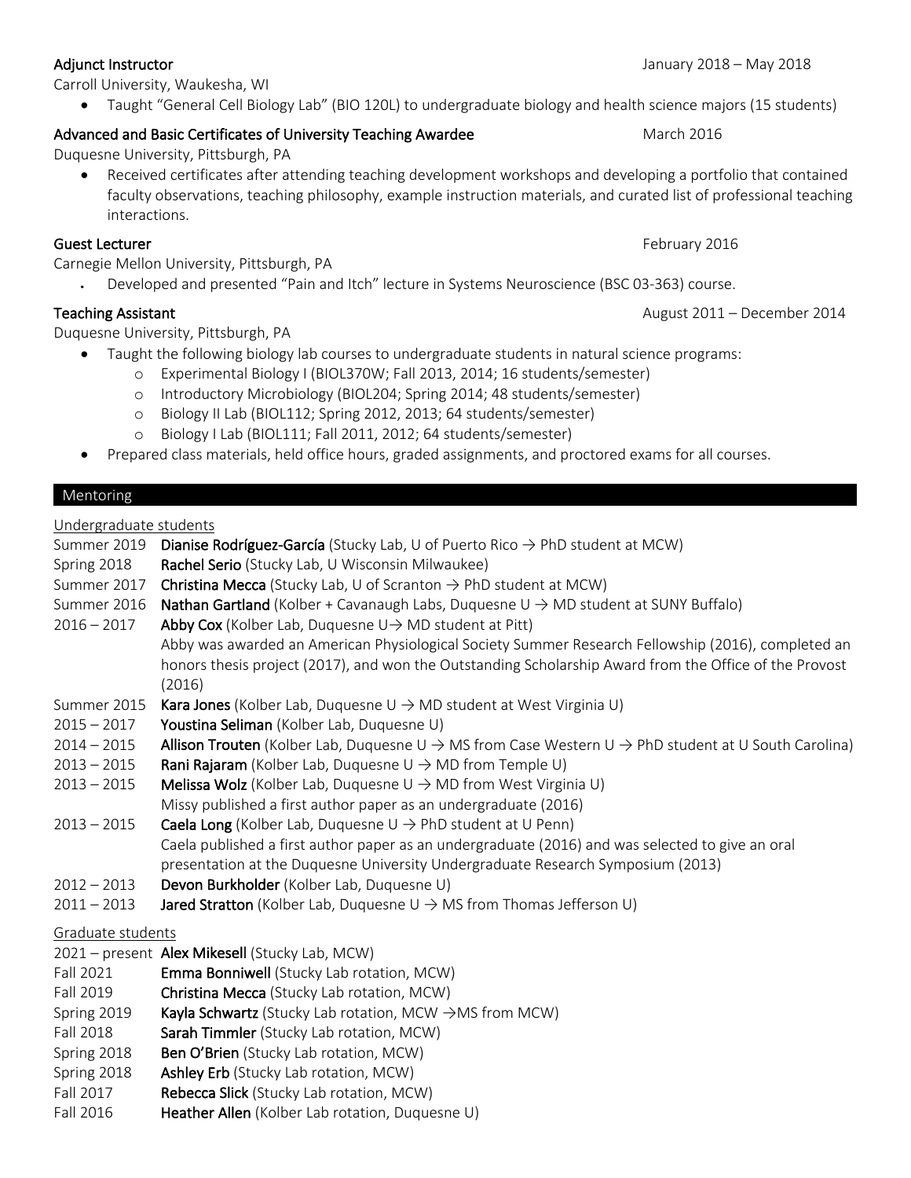**Adjunct Instructor** January 2018 – May 2018
Carroll University, Waukesha, WI

- Taught "General Cell Biology Lab" (BIO 120L) to undergraduate biology and health science majors (15 students)

**Advanced and Basic Certificates of University Teaching Awardee** March 2016
Duquesne University, Pittsburgh, PA

- Received certificates after attending teaching development workshops and developing a portfolio that contained faculty observations, teaching philosophy, example instruction materials, and curated list of professional teaching interactions.

**Guest Lecturer** February 2016
Carnegie Mellon University, Pittsburgh, PA

- Developed and presented "Pain and Itch" lecture in Systems Neuroscience (BSC 03-363) course.

**Teaching Assistant** August 2011 – December 2014
Duquesne University, Pittsburgh, PA

- Taught the following biology lab courses to undergraduate students in natural science programs:
  - Experimental Biology I (BIOL370W; Fall 2013, 2014; 16 students/semester)
  - Introductory Microbiology (BIOL204; Spring 2014; 48 students/semester)
  - Biology II Lab (BIOL112; Spring 2012, 2013; 64 students/semester)
  - Biology I Lab (BIOL111; Fall 2011, 2012; 64 students/semester)
- Prepared class materials, held office hours, graded assignments, and proctored exams for all courses.

## Mentoring

Undergraduate students

Summer 2019 **Dianise Rodríguez-García** (Stucky Lab, U of Puerto Rico → PhD student at MCW)
Spring 2018 **Rachel Serio** (Stucky Lab, U Wisconsin Milwaukee)
Summer 2017 **Christina Mecca** (Stucky Lab, U of Scranton → PhD student at MCW)
Summer 2016 **Nathan Gartland** (Kolber + Cavanaugh Labs, Duquesne U → MD student at SUNY Buffalo)
2016 – 2017 **Abby Cox** (Kolber Lab, Duquesne U→ MD student at Pitt)
Abby was awarded an American Physiological Society Summer Research Fellowship (2016), completed an honors thesis project (2017), and won the Outstanding Scholarship Award from the Office of the Provost (2016)
Summer 2015 **Kara Jones** (Kolber Lab, Duquesne U → MD student at West Virginia U)
2015 – 2017 **Youstina Seliman** (Kolber Lab, Duquesne U)
2014 – 2015 **Allison Trouten** (Kolber Lab, Duquesne U → MS from Case Western U → PhD student at U South Carolina)
2013 – 2015 **Rani Rajaram** (Kolber Lab, Duquesne U → MD from Temple U)
2013 – 2015 **Melissa Wolz** (Kolber Lab, Duquesne U → MD from West Virginia U)
Missy published a first author paper as an undergraduate (2016)
2013 – 2015 **Caela Long** (Kolber Lab, Duquesne U → PhD student at U Penn)
Caela published a first author paper as an undergraduate (2016) and was selected to give an oral presentation at the Duquesne University Undergraduate Research Symposium (2013)
2012 – 2013 **Devon Burkholder** (Kolber Lab, Duquesne U)
2011 – 2013 **Jared Stratton** (Kolber Lab, Duquesne U → MS from Thomas Jefferson U)

Graduate students

2021 – present **Alex Mikesell** (Stucky Lab, MCW)
Fall 2021 **Emma Bonniwell** (Stucky Lab rotation, MCW)
Fall 2019 **Christina Mecca** (Stucky Lab rotation, MCW)
Spring 2019 **Kayla Schwartz** (Stucky Lab rotation, MCW →MS from MCW)
Fall 2018 **Sarah Timmler** (Stucky Lab rotation, MCW)
Spring 2018 **Ben O'Brien** (Stucky Lab rotation, MCW)
Spring 2018 **Ashley Erb** (Stucky Lab rotation, MCW)
Fall 2017 **Rebecca Slick** (Stucky Lab rotation, MCW)
Fall 2016 **Heather Allen** (Kolber Lab rotation, Duquesne U)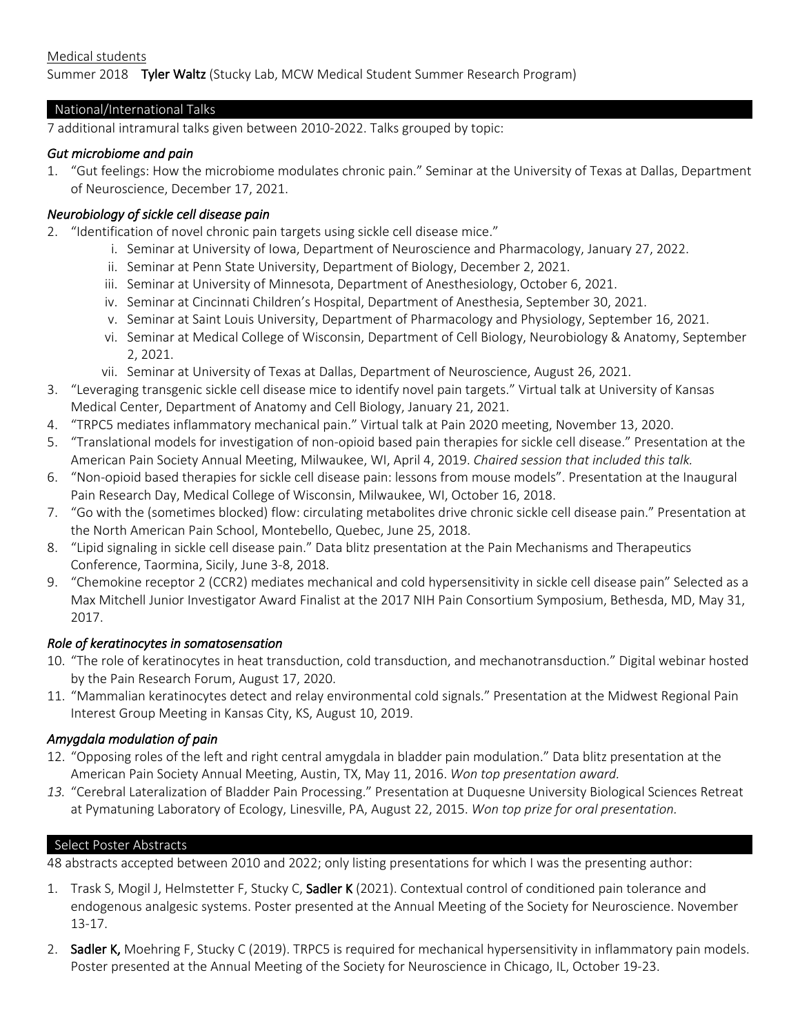Medical students

Summer 2018 **Tyler Waltz** (Stucky Lab, MCW Medical Student Summer Research Program)

## National/International Talks

7 additional intramural talks given between 2010-2022. Talks grouped by topic:

### *Gut microbiome and pain*

1. "Gut feelings: How the microbiome modulates chronic pain." Seminar at the University of Texas at Dallas, Department of Neuroscience, December 17, 2021.

### *Neurobiology of sickle cell disease pain*

2. "Identification of novel chronic pain targets using sickle cell disease mice."
   i. Seminar at University of Iowa, Department of Neuroscience and Pharmacology, January 27, 2022.
   ii. Seminar at Penn State University, Department of Biology, December 2, 2021.
   iii. Seminar at University of Minnesota, Department of Anesthesiology, October 6, 2021.
   iv. Seminar at Cincinnati Children's Hospital, Department of Anesthesia, September 30, 2021.
   v. Seminar at Saint Louis University, Department of Pharmacology and Physiology, September 16, 2021.
   vi. Seminar at Medical College of Wisconsin, Department of Cell Biology, Neurobiology & Anatomy, September 2, 2021.
   vii. Seminar at University of Texas at Dallas, Department of Neuroscience, August 26, 2021.
3. "Leveraging transgenic sickle cell disease mice to identify novel pain targets." Virtual talk at University of Kansas Medical Center, Department of Anatomy and Cell Biology, January 21, 2021.
4. "TRPC5 mediates inflammatory mechanical pain." Virtual talk at Pain 2020 meeting, November 13, 2020.
5. "Translational models for investigation of non-opioid based pain therapies for sickle cell disease." Presentation at the American Pain Society Annual Meeting, Milwaukee, WI, April 4, 2019. *Chaired session that included this talk.*
6. "Non-opioid based therapies for sickle cell disease pain: lessons from mouse models". Presentation at the Inaugural Pain Research Day, Medical College of Wisconsin, Milwaukee, WI, October 16, 2018.
7. "Go with the (sometimes blocked) flow: circulating metabolites drive chronic sickle cell disease pain." Presentation at the North American Pain School, Montebello, Quebec, June 25, 2018.
8. "Lipid signaling in sickle cell disease pain." Data blitz presentation at the Pain Mechanisms and Therapeutics Conference, Taormina, Sicily, June 3-8, 2018.
9. "Chemokine receptor 2 (CCR2) mediates mechanical and cold hypersensitivity in sickle cell disease pain" Selected as a Max Mitchell Junior Investigator Award Finalist at the 2017 NIH Pain Consortium Symposium, Bethesda, MD, May 31, 2017.

### *Role of keratinocytes in somatosensation*

10. "The role of keratinocytes in heat transduction, cold transduction, and mechanotransduction." Digital webinar hosted by the Pain Research Forum, August 17, 2020.
11. "Mammalian keratinocytes detect and relay environmental cold signals." Presentation at the Midwest Regional Pain Interest Group Meeting in Kansas City, KS, August 10, 2019.

### *Amygdala modulation of pain*

12. "Opposing roles of the left and right central amygdala in bladder pain modulation." Data blitz presentation at the American Pain Society Annual Meeting, Austin, TX, May 11, 2016. *Won top presentation award.*
13. "Cerebral Lateralization of Bladder Pain Processing." Presentation at Duquesne University Biological Sciences Retreat at Pymatuning Laboratory of Ecology, Linesville, PA, August 22, 2015. *Won top prize for oral presentation.*

## Select Poster Abstracts

48 abstracts accepted between 2010 and 2022; only listing presentations for which I was the presenting author:

1. Trask S, Mogil J, Helmstetter F, Stucky C, **Sadler K** (2021). Contextual control of conditioned pain tolerance and endogenous analgesic systems. Poster presented at the Annual Meeting of the Society for Neuroscience. November 13-17.

2. **Sadler K,** Moehring F, Stucky C (2019). TRPC5 is required for mechanical hypersensitivity in inflammatory pain models. Poster presented at the Annual Meeting of the Society for Neuroscience in Chicago, IL, October 19-23.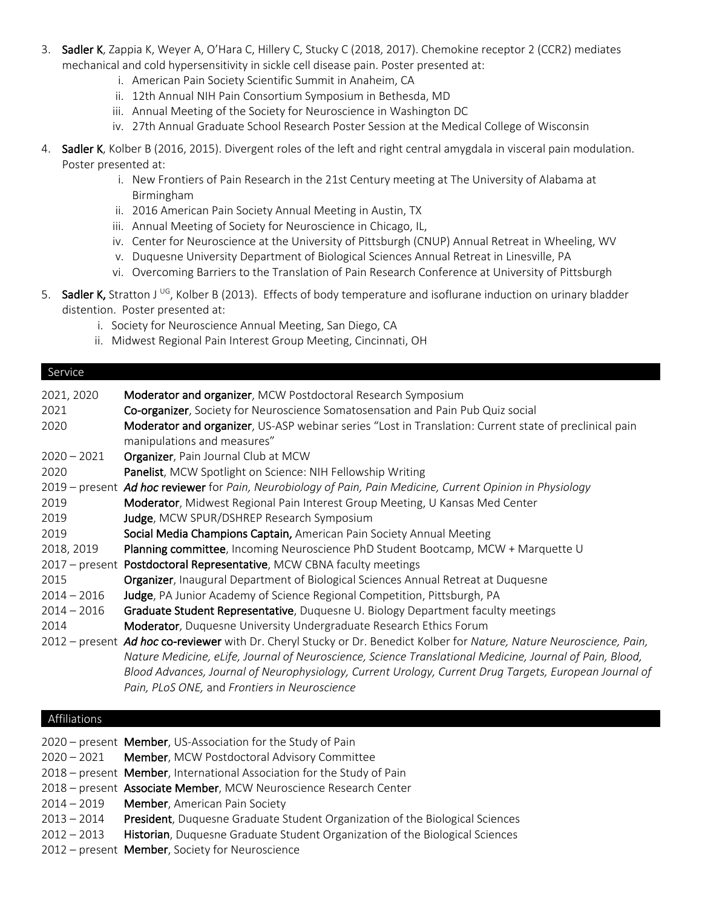3. **Sadler K**, Zappia K, Weyer A, O'Hara C, Hillery C, Stucky C (2018, 2017). Chemokine receptor 2 (CCR2) mediates mechanical and cold hypersensitivity in sickle cell disease pain. Poster presented at:
    i. American Pain Society Scientific Summit in Anaheim, CA
    ii. 12th Annual NIH Pain Consortium Symposium in Bethesda, MD
    iii. Annual Meeting of the Society for Neuroscience in Washington DC
    iv. 27th Annual Graduate School Research Poster Session at the Medical College of Wisconsin

4. **Sadler K**, Kolber B (2016, 2015). Divergent roles of the left and right central amygdala in visceral pain modulation. Poster presented at:
    i. New Frontiers of Pain Research in the 21st Century meeting at The University of Alabama at Birmingham
    ii. 2016 American Pain Society Annual Meeting in Austin, TX
    iii. Annual Meeting of Society for Neuroscience in Chicago, IL,
    iv. Center for Neuroscience at the University of Pittsburgh (CNUP) Annual Retreat in Wheeling, WV
    v. Duquesne University Department of Biological Sciences Annual Retreat in Linesville, PA
    vi. Overcoming Barriers to the Translation of Pain Research Conference at University of Pittsburgh

5. **Sadler K,** Stratton J [UG], Kolber B (2013). Effects of body temperature and isoflurane induction on urinary bladder distention. Poster presented at:
    i. Society for Neuroscience Annual Meeting, San Diego, CA
    ii. Midwest Regional Pain Interest Group Meeting, Cincinnati, OH

## Service

| | |
|---|---|
| 2021, 2020 | **Moderator and organizer**, MCW Postdoctoral Research Symposium |
| 2021 | **Co-organizer**, Society for Neuroscience Somatosensation and Pain Pub Quiz social |
| 2020 | **Moderator and organizer**, US-ASP webinar series "Lost in Translation: Current state of preclinical pain manipulations and measures" |
| 2020 – 2021 | **Organizer**, Pain Journal Club at MCW |
| 2020 | **Panelist**, MCW Spotlight on Science: NIH Fellowship Writing |
| 2019 – present | ***Ad hoc* reviewer** for *Pain, Neurobiology of Pain, Pain Medicine, Current Opinion in Physiology* |
| 2019 | **Moderator**, Midwest Regional Pain Interest Group Meeting, U Kansas Med Center |
| 2019 | **Judge**, MCW SPUR/DSHREP Research Symposium |
| 2019 | **Social Media Champions Captain,** American Pain Society Annual Meeting |
| 2018, 2019 | **Planning committee**, Incoming Neuroscience PhD Student Bootcamp, MCW + Marquette U |
| 2017 – present | **Postdoctoral Representative**, MCW CBNA faculty meetings |
| 2015 | **Organizer**, Inaugural Department of Biological Sciences Annual Retreat at Duquesne |
| 2014 – 2016 | **Judge**, PA Junior Academy of Science Regional Competition, Pittsburgh, PA |
| 2014 – 2016 | **Graduate Student Representative**, Duquesne U. Biology Department faculty meetings |
| 2014 | **Moderator**, Duquesne University Undergraduate Research Ethics Forum |
| 2012 – present | ***Ad hoc* co-reviewer** with Dr. Cheryl Stucky or Dr. Benedict Kolber for *Nature, Nature Neuroscience, Pain, Nature Medicine, eLife, Journal of Neuroscience, Science Translational Medicine, Journal of Pain, Blood, Blood Advances, Journal of Neurophysiology, Current Urology, Current Drug Targets, European Journal of Pain, PLoS ONE,* and *Frontiers in Neuroscience* |

## Affiliations

| | |
|---|---|
| 2020 – present | **Member**, US-Association for the Study of Pain |
| 2020 – 2021 | **Member**, MCW Postdoctoral Advisory Committee |
| 2018 – present | **Member**, International Association for the Study of Pain |
| 2018 – present | **Associate Member**, MCW Neuroscience Research Center |
| 2014 – 2019 | **Member**, American Pain Society |
| 2013 – 2014 | **President**, Duquesne Graduate Student Organization of the Biological Sciences |
| 2012 – 2013 | **Historian**, Duquesne Graduate Student Organization of the Biological Sciences |
| 2012 – present | **Member**, Society for Neuroscience |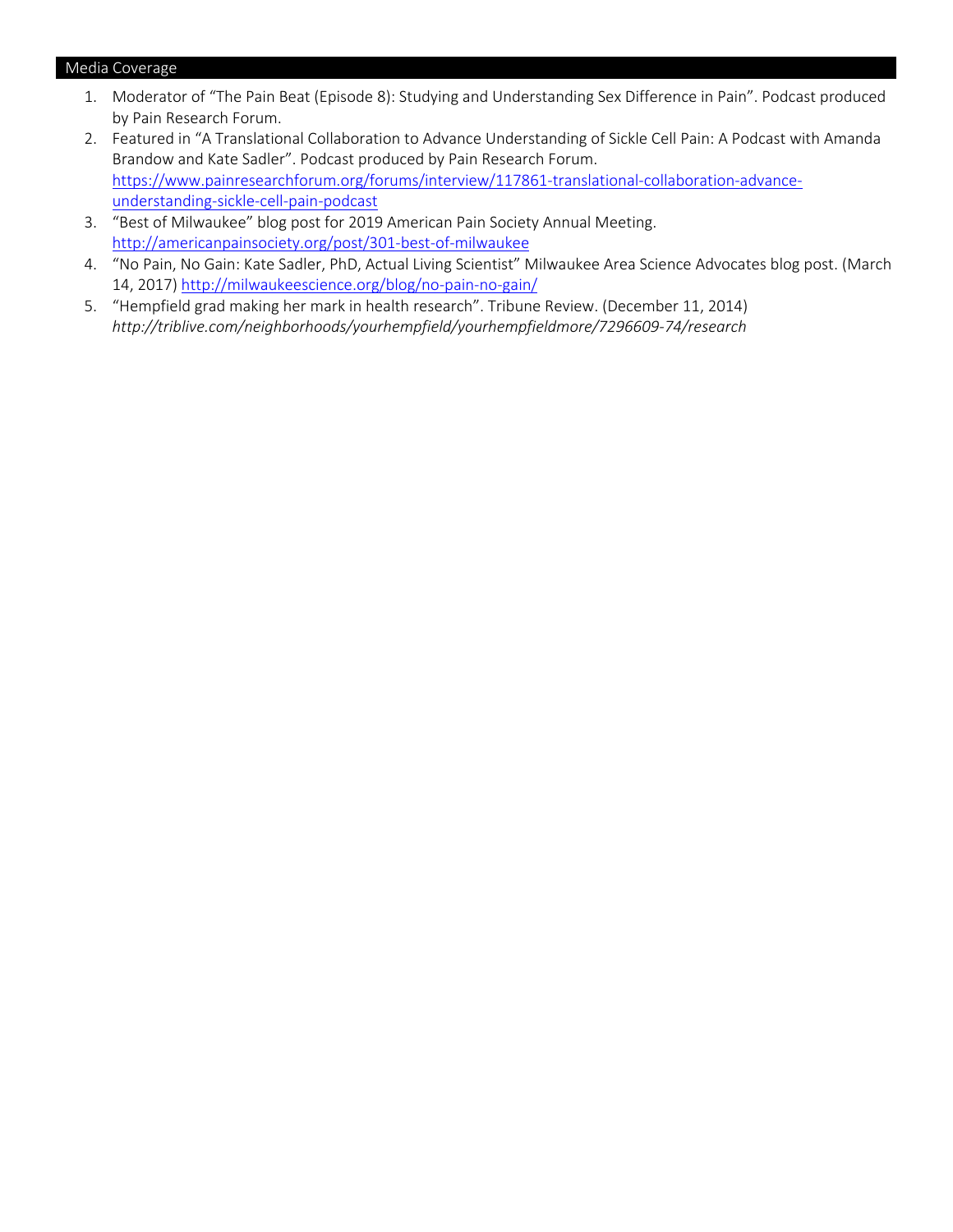## Media Coverage

1. Moderator of "The Pain Beat (Episode 8): Studying and Understanding Sex Difference in Pain". Podcast produced by Pain Research Forum.
2. Featured in "A Translational Collaboration to Advance Understanding of Sickle Cell Pain: A Podcast with Amanda Brandow and Kate Sadler". Podcast produced by Pain Research Forum. [https://www.painresearchforum.org/forums/interview/117861-translational-collaboration-advance-understanding-sickle-cell-pain-podcast](https://www.painresearchforum.org/forums/interview/117861-translational-collaboration-advance-understanding-sickle-cell-pain-podcast)
3. "Best of Milwaukee" blog post for 2019 American Pain Society Annual Meeting. [http://americanpainsociety.org/post/301-best-of-milwaukee](http://americanpainsociety.org/post/301-best-of-milwaukee)
4. "No Pain, No Gain: Kate Sadler, PhD, Actual Living Scientist" Milwaukee Area Science Advocates blog post. (March 14, 2017) [http://milwaukeescience.org/blog/no-pain-no-gain/](http://milwaukeescience.org/blog/no-pain-no-gain/)
5. "Hempfield grad making her mark in health research". Tribune Review. (December 11, 2014) *http://triblive.com/neighborhoods/yourhempfield/yourhempfieldmore/7296609-74/research*